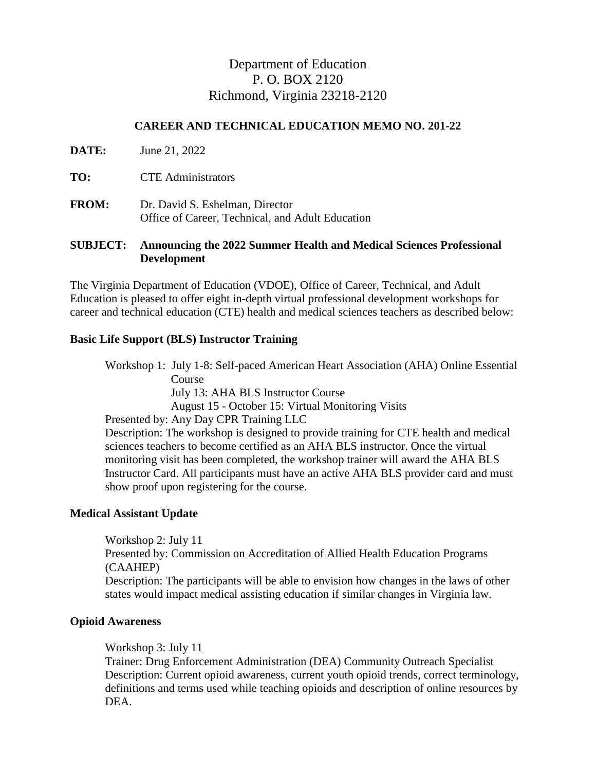Department of Education
P. O. BOX 2120
Richmond, Virginia 23218-2120

**CAREER AND TECHNICAL EDUCATION MEMO NO. 201-22**

**DATE:** June 21, 2022

**TO:** CTE Administrators

**FROM:** Dr. David S. Eshelman, Director
Office of Career, Technical, and Adult Education

**SUBJECT: Announcing the 2022 Summer Health and Medical Sciences Professional Development**

The Virginia Department of Education (VDOE), Office of Career, Technical, and Adult Education is pleased to offer eight in-depth virtual professional development workshops for career and technical education (CTE) health and medical sciences teachers as described below:

**Basic Life Support (BLS) Instructor Training**

Workshop 1: July 1-8: Self-paced American Heart Association (AHA) Online Essential Course
July 13: AHA BLS Instructor Course
August 15 - October 15: Virtual Monitoring Visits
Presented by: Any Day CPR Training LLC
Description: The workshop is designed to provide training for CTE health and medical sciences teachers to become certified as an AHA BLS instructor. Once the virtual monitoring visit has been completed, the workshop trainer will award the AHA BLS Instructor Card. All participants must have an active AHA BLS provider card and must show proof upon registering for the course.

**Medical Assistant Update**

Workshop 2: July 11
Presented by: Commission on Accreditation of Allied Health Education Programs (CAAHEP)
Description: The participants will be able to envision how changes in the laws of other states would impact medical assisting education if similar changes in Virginia law.

**Opioid Awareness**

Workshop 3: July 11
Trainer: Drug Enforcement Administration (DEA) Community Outreach Specialist
Description: Current opioid awareness, current youth opioid trends, correct terminology, definitions and terms used while teaching opioids and description of online resources by DEA.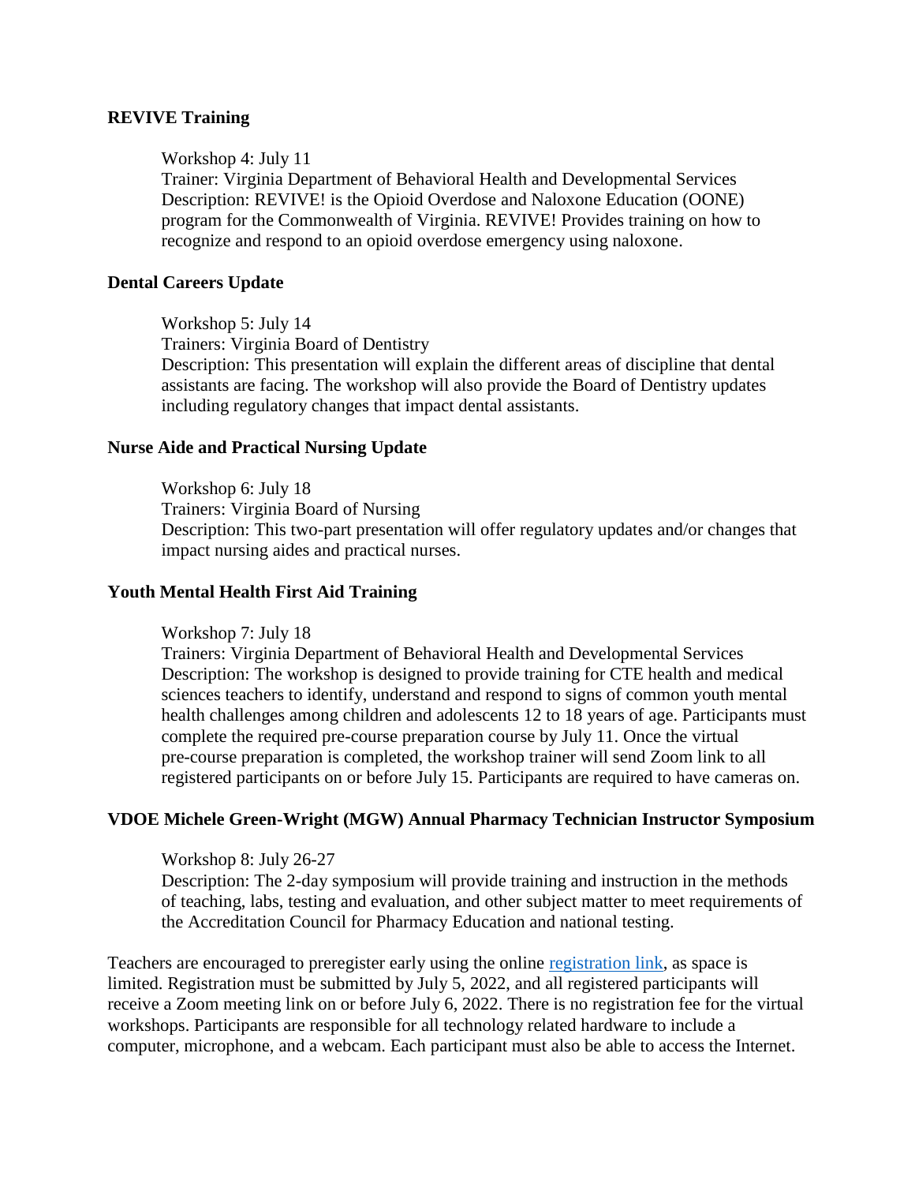**REVIVE Training**

Workshop 4: July 11
Trainer: Virginia Department of Behavioral Health and Developmental Services
Description: REVIVE! is the Opioid Overdose and Naloxone Education (OONE) program for the Commonwealth of Virginia. REVIVE! Provides training on how to recognize and respond to an opioid overdose emergency using naloxone.

**Dental Careers Update**

Workshop 5: July 14
Trainers: Virginia Board of Dentistry
Description: This presentation will explain the different areas of discipline that dental assistants are facing. The workshop will also provide the Board of Dentistry updates including regulatory changes that impact dental assistants.

**Nurse Aide and Practical Nursing Update**

Workshop 6: July 18
Trainers: Virginia Board of Nursing
Description: This two-part presentation will offer regulatory updates and/or changes that impact nursing aides and practical nurses.

**Youth Mental Health First Aid Training**

Workshop 7: July 18
Trainers: Virginia Department of Behavioral Health and Developmental Services
Description: The workshop is designed to provide training for CTE health and medical sciences teachers to identify, understand and respond to signs of common youth mental health challenges among children and adolescents 12 to 18 years of age. Participants must complete the required pre-course preparation course by July 11. Once the virtual pre-course preparation is completed, the workshop trainer will send Zoom link to all registered participants on or before July 15. Participants are required to have cameras on.

**VDOE Michele Green-Wright (MGW) Annual Pharmacy Technician Instructor Symposium**

Workshop 8: July 26-27
Description: The 2-day symposium will provide training and instruction in the methods of teaching, labs, testing and evaluation, and other subject matter to meet requirements of the Accreditation Council for Pharmacy Education and national testing.

Teachers are encouraged to preregister early using the online registration link, as space is limited. Registration must be submitted by July 5, 2022, and all registered participants will receive a Zoom meeting link on or before July 6, 2022. There is no registration fee for the virtual workshops. Participants are responsible for all technology related hardware to include a computer, microphone, and a webcam. Each participant must also be able to access the Internet.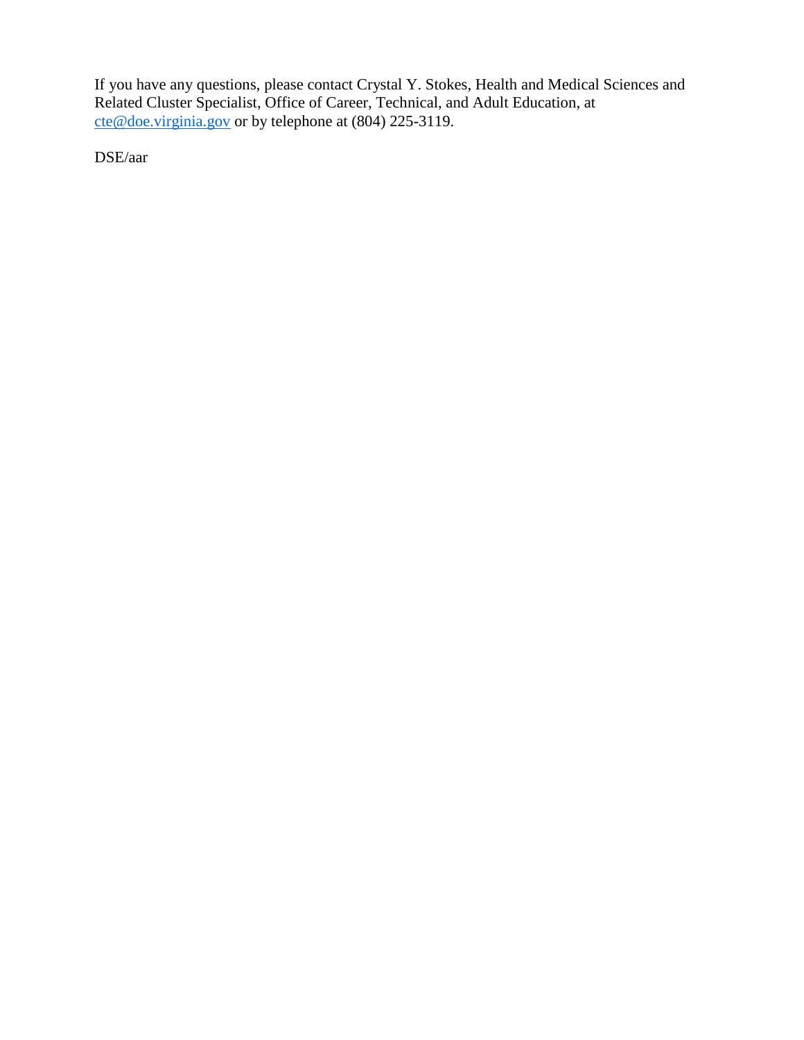If you have any questions, please contact Crystal Y. Stokes, Health and Medical Sciences and Related Cluster Specialist, Office of Career, Technical, and Adult Education, at cte@doe.virginia.gov or by telephone at (804) 225-3119.

DSE/aar